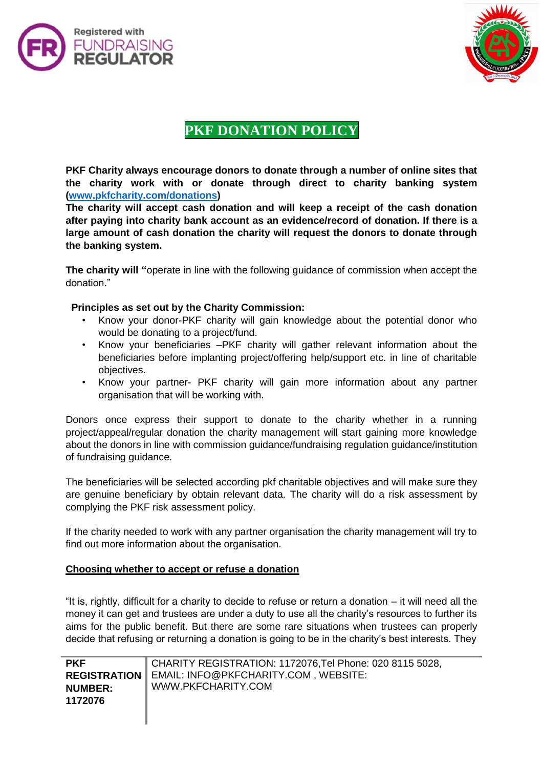# PKF DONATION POLICY

**PKF Charity always encourage donors to donate through a number of online sites that the charity work with or donate through direct to charity banking system ([www.pkfcharity.com/donations](www.pkfcharity.com/donations))**

**The charity will accept cash donation and will keep a receipt of the cash donation after paying into charity bank account as an evidence/record of donation. If there is a large amount of cash donation the charity will request the donors to donate through the banking system.**

**The charity will "**operate in line with the following guidance of commission when accept the donation."

**Principles as set out by the Charity Commission:**

- Know your donor-PKF charity will gain knowledge about the potential donor who would be donating to a project/fund.
- Know your beneficiaries –PKF charity will gather relevant information about the beneficiaries before implanting project/offering help/support etc. in line of charitable objectives.
- Know your partner- PKF charity will gain more information about any partner organisation that will be working with.

Donors once express their support to donate to the charity whether in a running project/appeal/regular donation the charity management will start gaining more knowledge about the donors in line with commission guidance/fundraising regulation guidance/institution of fundraising guidance.

The beneficiaries will be selected according pkf charitable objectives and will make sure they are genuine beneficiary by obtain relevant data. The charity will do a risk assessment by complying the PKF risk assessment policy.

If the charity needed to work with any partner organisation the charity management will try to find out more information about the organisation.

**<u>Choosing whether to accept or refuse a donation</u>**

"It is, rightly, difficult for a charity to decide to refuse or return a donation – it will need all the money it can get and trustees are under a duty to use all the charity's resources to further its aims for the public benefit. But there are some rare situations when trustees can properly decide that refusing or returning a donation is going to be in the charity's best interests. They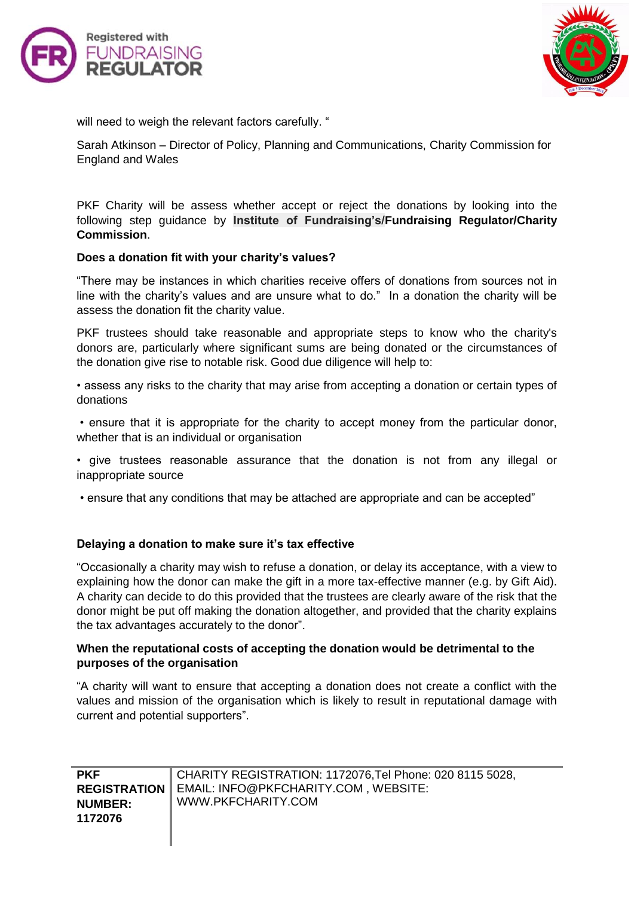will need to weigh the relevant factors carefully. "

Sarah Atkinson – Director of Policy, Planning and Communications, Charity Commission for England and Wales

PKF Charity will be assess whether accept or reject the donations by looking into the following step guidance by **Institute of Fundraising's/Fundraising Regulator/Charity Commission**.

**Does a donation fit with your charity's values?**

"There may be instances in which charities receive offers of donations from sources not in line with the charity's values and are unsure what to do." In a donation the charity will be assess the donation fit the charity value.

PKF trustees should take reasonable and appropriate steps to know who the charity's donors are, particularly where significant sums are being donated or the circumstances of the donation give rise to notable risk. Good due diligence will help to:

- assess any risks to the charity that may arise from accepting a donation or certain types of donations
- ensure that it is appropriate for the charity to accept money from the particular donor, whether that is an individual or organisation
- give trustees reasonable assurance that the donation is not from any illegal or inappropriate source
- ensure that any conditions that may be attached are appropriate and can be accepted"

**Delaying a donation to make sure it's tax effective**

"Occasionally a charity may wish to refuse a donation, or delay its acceptance, with a view to explaining how the donor can make the gift in a more tax-effective manner (e.g. by Gift Aid). A charity can decide to do this provided that the trustees are clearly aware of the risk that the donor might be put off making the donation altogether, and provided that the charity explains the tax advantages accurately to the donor".

**When the reputational costs of accepting the donation would be detrimental to the purposes of the organisation**

"A charity will want to ensure that accepting a donation does not create a conflict with the values and mission of the organisation which is likely to result in reputational damage with current and potential supporters".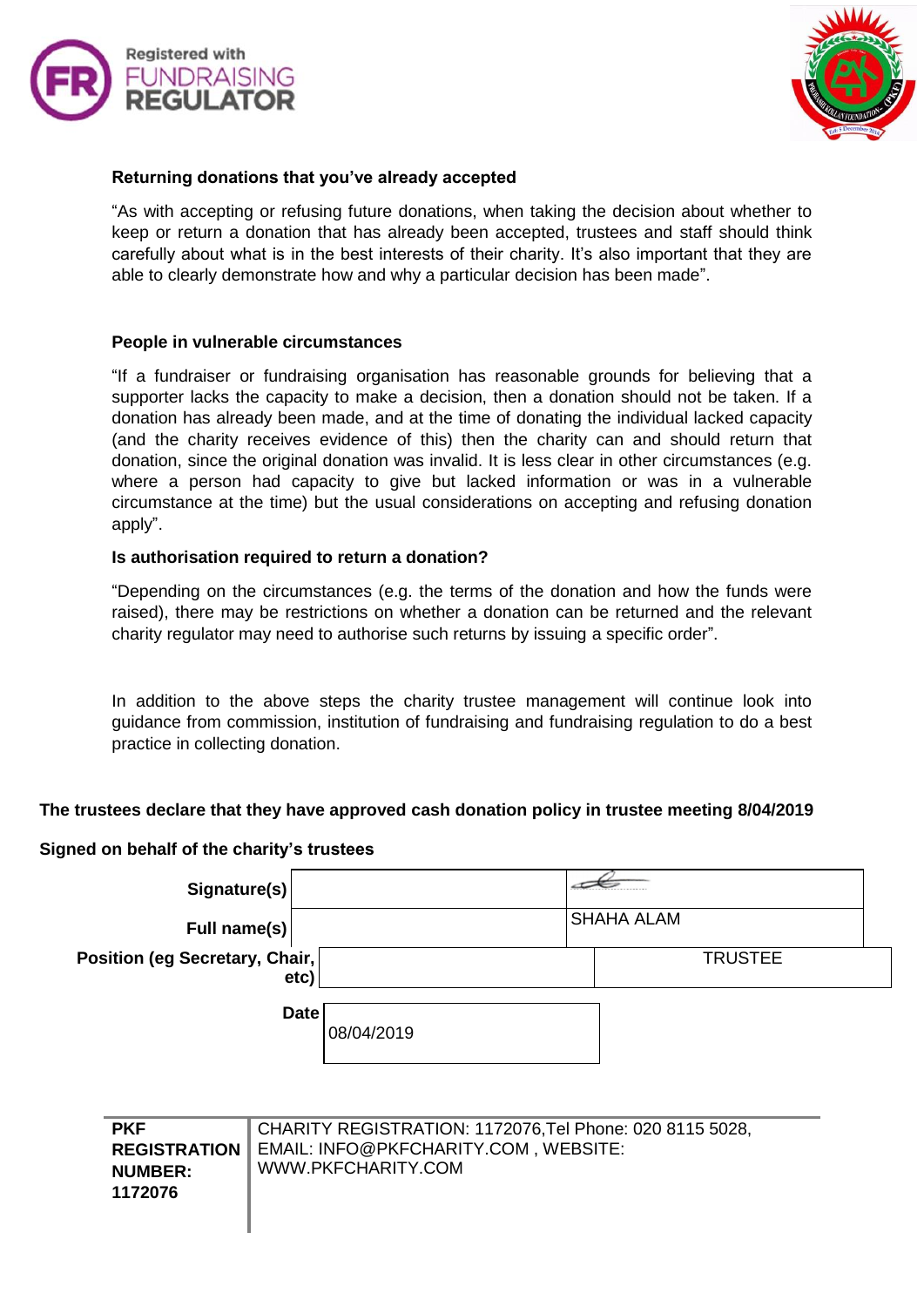**Returning donations that you've already accepted**

"As with accepting or refusing future donations, when taking the decision about whether to keep or return a donation that has already been accepted, trustees and staff should think carefully about what is in the best interests of their charity. It's also important that they are able to clearly demonstrate how and why a particular decision has been made".

**People in vulnerable circumstances**

"If a fundraiser or fundraising organisation has reasonable grounds for believing that a supporter lacks the capacity to make a decision, then a donation should not be taken. If a donation has already been made, and at the time of donating the individual lacked capacity (and the charity receives evidence of this) then the charity can and should return that donation, since the original donation was invalid. It is less clear in other circumstances (e.g. where a person had capacity to give but lacked information or was in a vulnerable circumstance at the time) but the usual considerations on accepting and refusing donation apply".

**Is authorisation required to return a donation?**

"Depending on the circumstances (e.g. the terms of the donation and how the funds were raised), there may be restrictions on whether a donation can be returned and the relevant charity regulator may need to authorise such returns by issuing a specific order".

In addition to the above steps the charity trustee management will continue look into guidance from commission, institution of fundraising and fundraising regulation to do a best practice in collecting donation.

**The trustees declare that they have approved cash donation policy in trustee meeting 8/04/2019**

**Signed on behalf of the charity's trustees**

| | | |
|---|---|---|
| **Signature(s)** | | [signature] |
| **Full name(s)** | | SHAHA ALAM |
| **Position (eg Secretary, Chair, etc)** | | TRUSTEE |
| **Date** | 08/04/2019 | |

| | |
|---|---|
| **PKF REGISTRATION NUMBER: 1172076** | CHARITY REGISTRATION: 1172076,Tel Phone: 020 8115 5028, EMAIL: INFO@PKFCHARITY.COM , WEBSITE: WWW.PKFCHARITY.COM |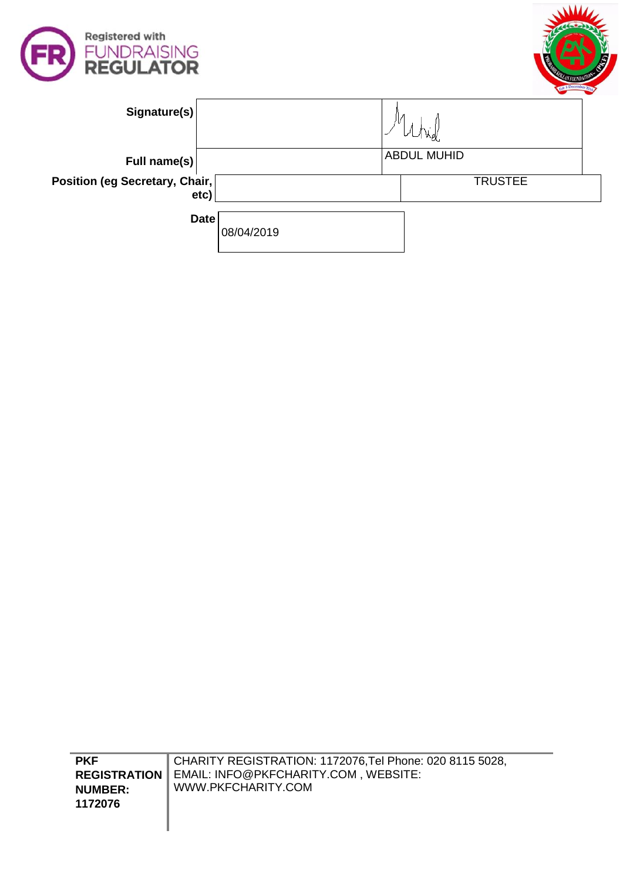Registered with FUNDRAISING REGULATOR

| | | |
|---|---|---|
| **Signature(s)** | | *(signature)* |
| **Full name(s)** | | ABDUL MUHID |
| **Position (eg Secretary, Chair, etc)** | | TRUSTEE |
| **Date** | 08/04/2019 | |

| | |
|---|---|
| **PKF REGISTRATION NUMBER: 1172076** | CHARITY REGISTRATION: 1172076,Tel Phone: 020 8115 5028, EMAIL: INFO@PKFCHARITY.COM , WEBSITE: WWW.PKFCHARITY.COM |